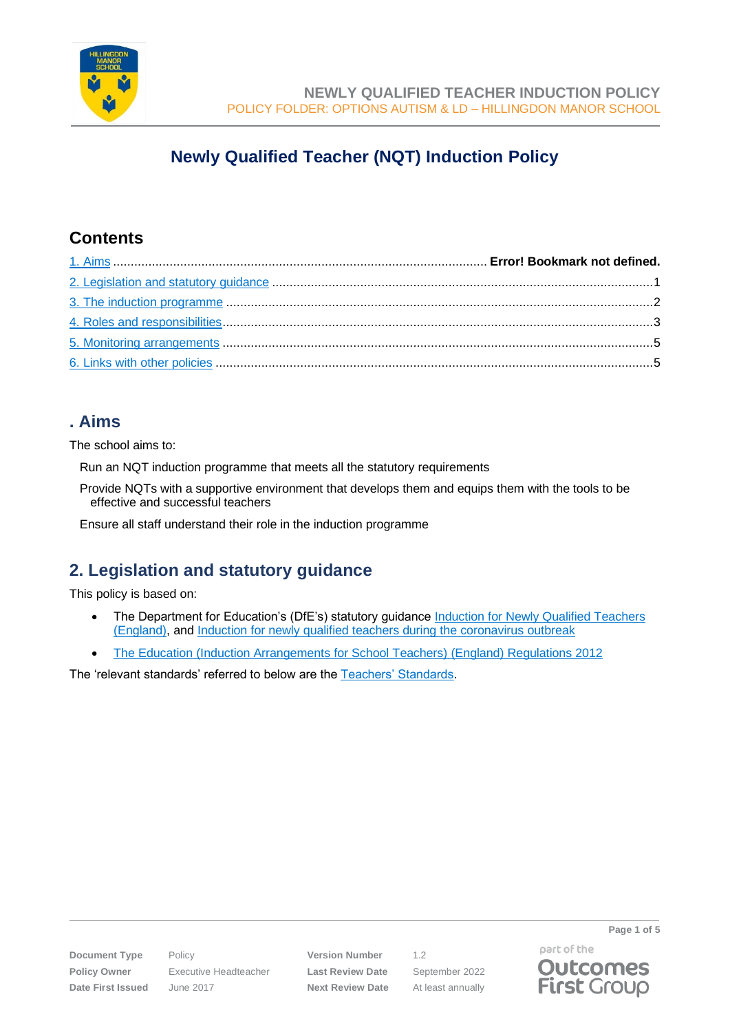# Newly Qualified Teacher (NQT) Induction Policy

## Contents

1. Aims ........................................................................................................ Error! Bookmark not defined.
2. Legislation and statutory guidance ........................................................................................................1
3. The induction programme ........................................................................................................2
4. Roles and responsibilities........................................................................................................3
5. Monitoring arrangements ........................................................................................................5
6. Links with other policies ........................................................................................................5

## . Aims

The school aims to:

Run an NQT induction programme that meets all the statutory requirements

Provide NQTs with a supportive environment that develops them and equips them with the tools to be effective and successful teachers

Ensure all staff understand their role in the induction programme

## 2. Legislation and statutory guidance

This policy is based on:

- The Department for Education's (DfE's) statutory guidance Induction for Newly Qualified Teachers (England), and Induction for newly qualified teachers during the coronavirus outbreak
- The Education (Induction Arrangements for School Teachers) (England) Regulations 2012

The 'relevant standards' referred to below are the Teachers' Standards.

| Document Type | Policy | Version Number | 1.2 |
| --- | --- | --- | --- |
| Policy Owner | Executive Headteacher | Last Review Date | September 2022 |
| Date First Issued | June 2017 | Next Review Date | At least annually |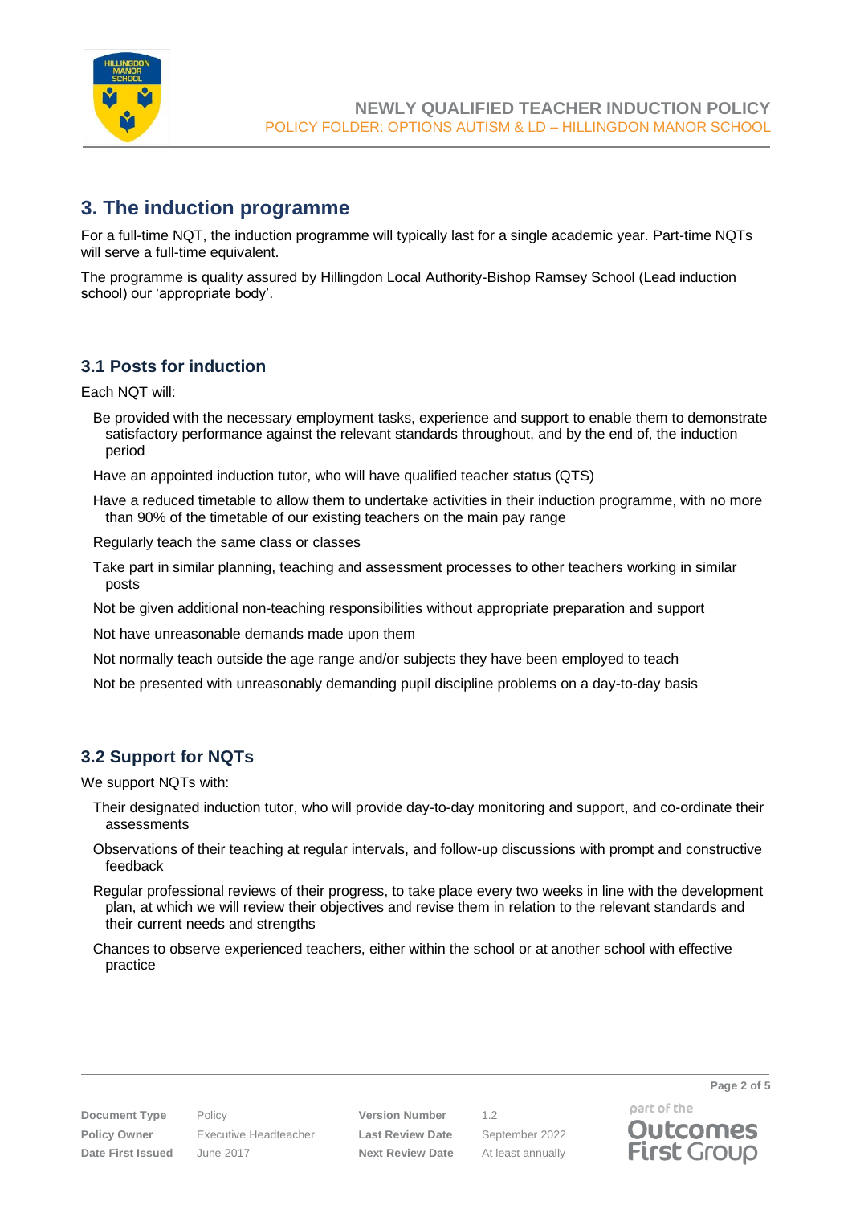## 3. The induction programme

For a full-time NQT, the induction programme will typically last for a single academic year. Part-time NQTs will serve a full-time equivalent.

The programme is quality assured by Hillingdon Local Authority-Bishop Ramsey School (Lead induction school) our 'appropriate body'.

### 3.1 Posts for induction

Each NQT will:

- Be provided with the necessary employment tasks, experience and support to enable them to demonstrate satisfactory performance against the relevant standards throughout, and by the end of, the induction period
- Have an appointed induction tutor, who will have qualified teacher status (QTS)
- Have a reduced timetable to allow them to undertake activities in their induction programme, with no more than 90% of the timetable of our existing teachers on the main pay range
- Regularly teach the same class or classes
- Take part in similar planning, teaching and assessment processes to other teachers working in similar posts
- Not be given additional non-teaching responsibilities without appropriate preparation and support
- Not have unreasonable demands made upon them
- Not normally teach outside the age range and/or subjects they have been employed to teach
- Not be presented with unreasonably demanding pupil discipline problems on a day-to-day basis

### 3.2 Support for NQTs

We support NQTs with:

- Their designated induction tutor, who will provide day-to-day monitoring and support, and co-ordinate their assessments
- Observations of their teaching at regular intervals, and follow-up discussions with prompt and constructive feedback
- Regular professional reviews of their progress, to take place every two weeks in line with the development plan, at which we will review their objectives and revise them in relation to the relevant standards and their current needs and strengths
- Chances to observe experienced teachers, either within the school or at another school with effective practice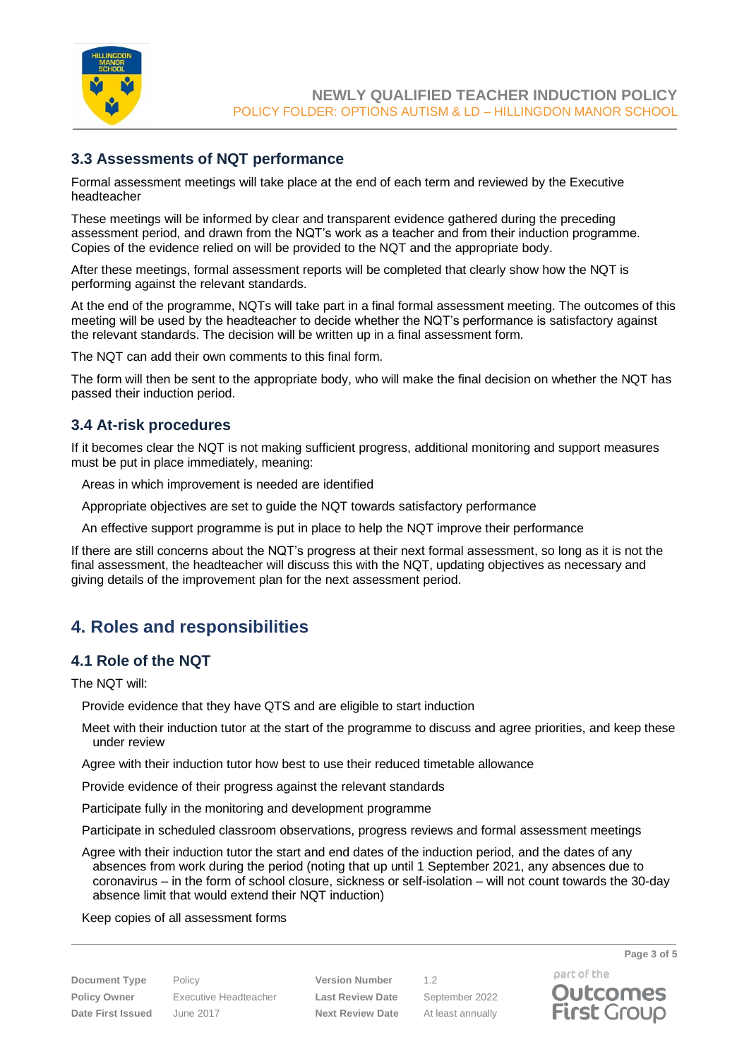### 3.3 Assessments of NQT performance

Formal assessment meetings will take place at the end of each term and reviewed by the Executive headteacher

These meetings will be informed by clear and transparent evidence gathered during the preceding assessment period, and drawn from the NQT's work as a teacher and from their induction programme. Copies of the evidence relied on will be provided to the NQT and the appropriate body.

After these meetings, formal assessment reports will be completed that clearly show how the NQT is performing against the relevant standards.

At the end of the programme, NQTs will take part in a final formal assessment meeting. The outcomes of this meeting will be used by the headteacher to decide whether the NQT's performance is satisfactory against the relevant standards. The decision will be written up in a final assessment form.

The NQT can add their own comments to this final form.

The form will then be sent to the appropriate body, who will make the final decision on whether the NQT has passed their induction period.

### 3.4 At-risk procedures

If it becomes clear the NQT is not making sufficient progress, additional monitoring and support measures must be put in place immediately, meaning:

- Areas in which improvement is needed are identified
- Appropriate objectives are set to guide the NQT towards satisfactory performance
- An effective support programme is put in place to help the NQT improve their performance

If there are still concerns about the NQT's progress at their next formal assessment, so long as it is not the final assessment, the headteacher will discuss this with the NQT, updating objectives as necessary and giving details of the improvement plan for the next assessment period.

## 4. Roles and responsibilities

### 4.1 Role of the NQT

The NQT will:

- Provide evidence that they have QTS and are eligible to start induction
- Meet with their induction tutor at the start of the programme to discuss and agree priorities, and keep these under review
- Agree with their induction tutor how best to use their reduced timetable allowance
- Provide evidence of their progress against the relevant standards
- Participate fully in the monitoring and development programme
- Participate in scheduled classroom observations, progress reviews and formal assessment meetings
- Agree with their induction tutor the start and end dates of the induction period, and the dates of any absences from work during the period (noting that up until 1 September 2021, any absences due to coronavirus – in the form of school closure, sickness or self-isolation – will not count towards the 30-day absence limit that would extend their NQT induction)
- Keep copies of all assessment forms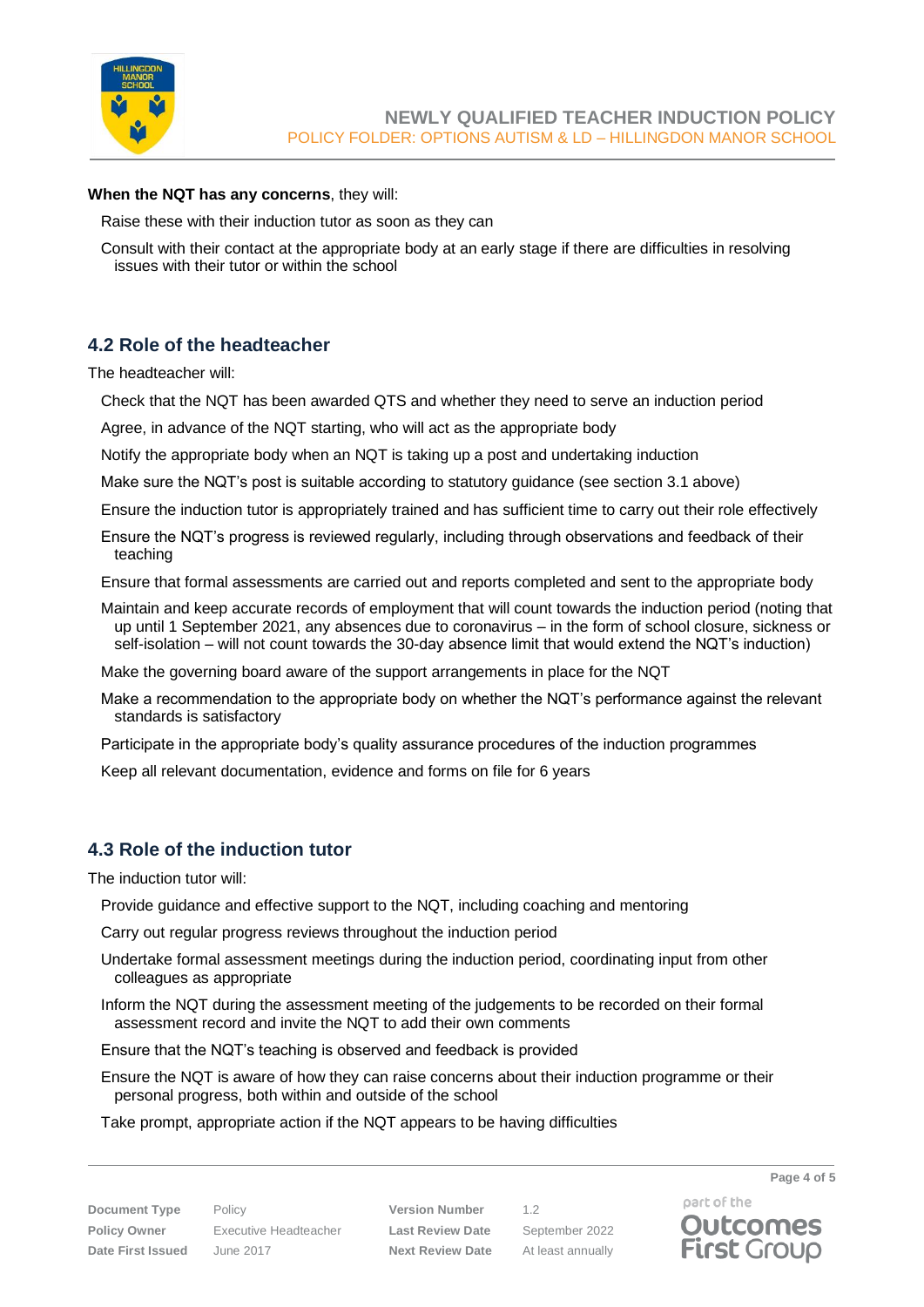**When the NQT has any concerns**, they will:

- Raise these with their induction tutor as soon as they can
- Consult with their contact at the appropriate body at an early stage if there are difficulties in resolving issues with their tutor or within the school

## 4.2 Role of the headteacher

The headteacher will:

- Check that the NQT has been awarded QTS and whether they need to serve an induction period
- Agree, in advance of the NQT starting, who will act as the appropriate body
- Notify the appropriate body when an NQT is taking up a post and undertaking induction
- Make sure the NQT's post is suitable according to statutory guidance (see section 3.1 above)
- Ensure the induction tutor is appropriately trained and has sufficient time to carry out their role effectively
- Ensure the NQT's progress is reviewed regularly, including through observations and feedback of their teaching
- Ensure that formal assessments are carried out and reports completed and sent to the appropriate body
- Maintain and keep accurate records of employment that will count towards the induction period (noting that up until 1 September 2021, any absences due to coronavirus – in the form of school closure, sickness or self-isolation – will not count towards the 30-day absence limit that would extend the NQT's induction)
- Make the governing board aware of the support arrangements in place for the NQT
- Make a recommendation to the appropriate body on whether the NQT's performance against the relevant standards is satisfactory
- Participate in the appropriate body's quality assurance procedures of the induction programmes
- Keep all relevant documentation, evidence and forms on file for 6 years

## 4.3 Role of the induction tutor

The induction tutor will:

- Provide guidance and effective support to the NQT, including coaching and mentoring
- Carry out regular progress reviews throughout the induction period
- Undertake formal assessment meetings during the induction period, coordinating input from other colleagues as appropriate
- Inform the NQT during the assessment meeting of the judgements to be recorded on their formal assessment record and invite the NQT to add their own comments
- Ensure that the NQT's teaching is observed and feedback is provided
- Ensure the NQT is aware of how they can raise concerns about their induction programme or their personal progress, both within and outside of the school
- Take prompt, appropriate action if the NQT appears to be having difficulties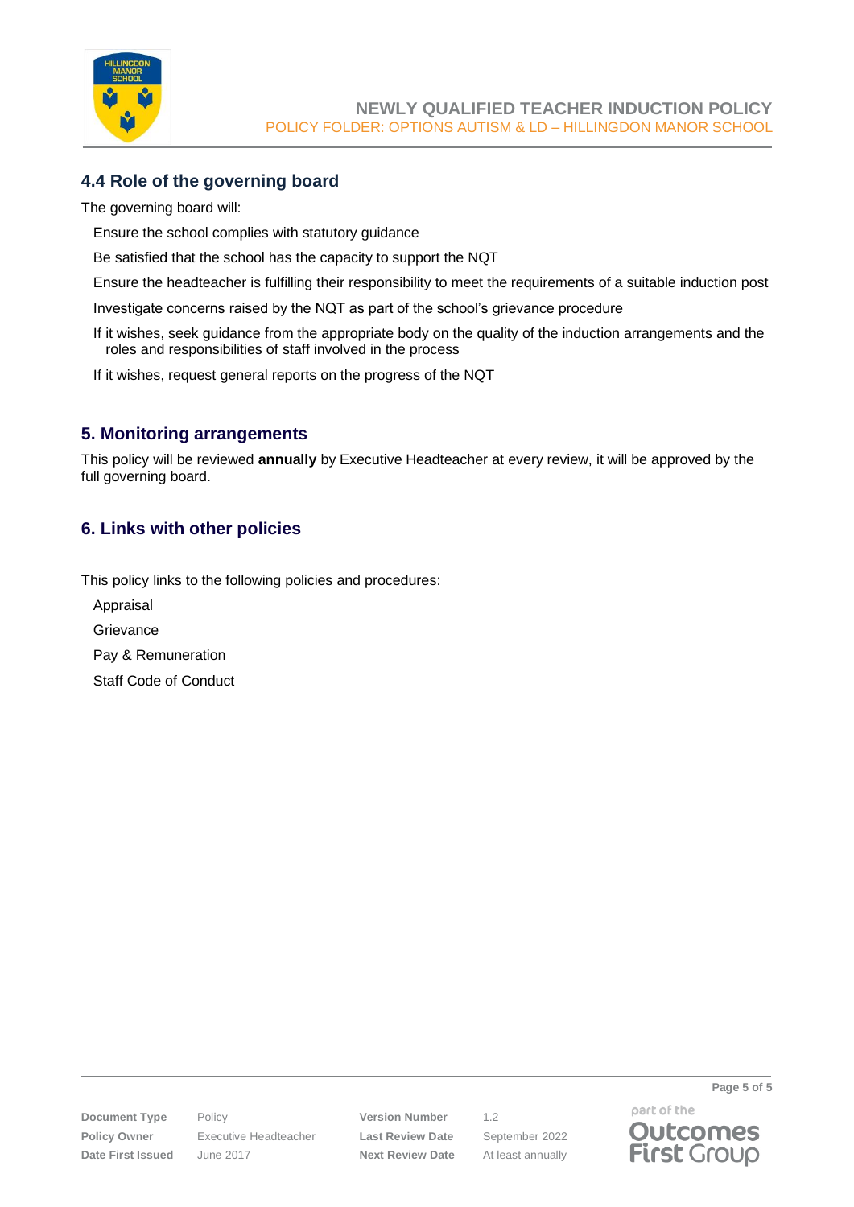### 4.4 Role of the governing board

The governing board will:

- Ensure the school complies with statutory guidance
- Be satisfied that the school has the capacity to support the NQT
- Ensure the headteacher is fulfilling their responsibility to meet the requirements of a suitable induction post
- Investigate concerns raised by the NQT as part of the school's grievance procedure
- If it wishes, seek guidance from the appropriate body on the quality of the induction arrangements and the roles and responsibilities of staff involved in the process
- If it wishes, request general reports on the progress of the NQT

## 5. Monitoring arrangements

This policy will be reviewed **annually** by Executive Headteacher at every review, it will be approved by the full governing board.

## 6. Links with other policies

This policy links to the following policies and procedures:

- Appraisal
- Grievance
- Pay & Remuneration
- Staff Code of Conduct

| | | | |
|---|---|---|---|
| **Document Type** | Policy | **Version Number** | 1.2 |
| **Policy Owner** | Executive Headteacher | **Last Review Date** | September 2022 |
| **Date First Issued** | June 2017 | **Next Review Date** | At least annually |